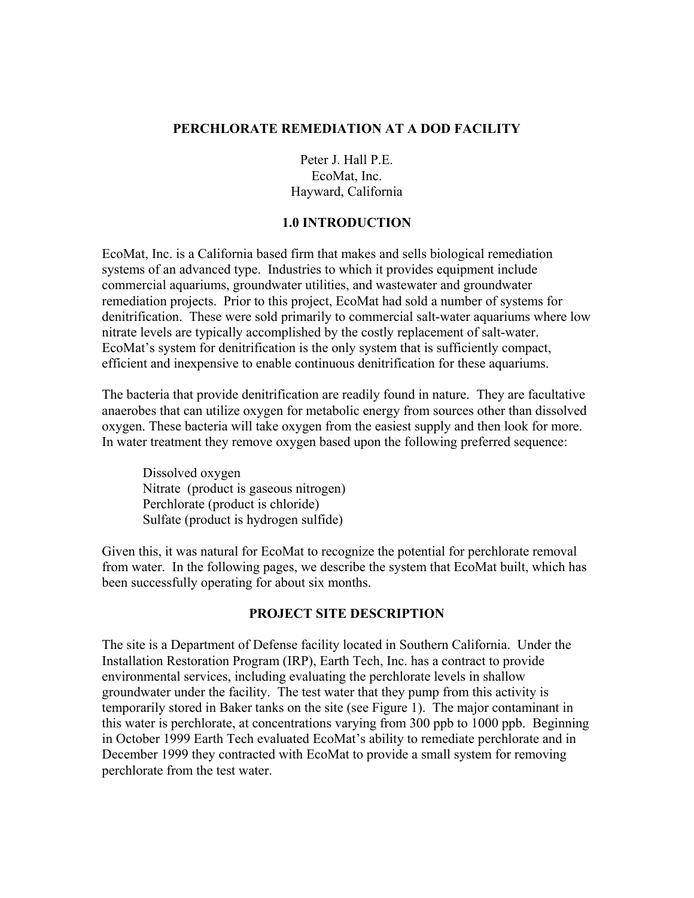# PERCHLORATE REMEDIATION AT A DOD FACILITY

Peter J. Hall P.E.
EcoMat, Inc.
Hayward, California

## 1.0 INTRODUCTION

EcoMat, Inc. is a California based firm that makes and sells biological remediation systems of an advanced type. Industries to which it provides equipment include commercial aquariums, groundwater utilities, and wastewater and groundwater remediation projects. Prior to this project, EcoMat had sold a number of systems for denitrification. These were sold primarily to commercial salt-water aquariums where low nitrate levels are typically accomplished by the costly replacement of salt-water. EcoMat's system for denitrification is the only system that is sufficiently compact, efficient and inexpensive to enable continuous denitrification for these aquariums.

The bacteria that provide denitrification are readily found in nature. They are facultative anaerobes that can utilize oxygen for metabolic energy from sources other than dissolved oxygen. These bacteria will take oxygen from the easiest supply and then look for more. In water treatment they remove oxygen based upon the following preferred sequence:

- Dissolved oxygen
- Nitrate (product is gaseous nitrogen)
- Perchlorate (product is chloride)
- Sulfate (product is hydrogen sulfide)

Given this, it was natural for EcoMat to recognize the potential for perchlorate removal from water. In the following pages, we describe the system that EcoMat built, which has been successfully operating for about six months.

## PROJECT SITE DESCRIPTION

The site is a Department of Defense facility located in Southern California. Under the Installation Restoration Program (IRP), Earth Tech, Inc. has a contract to provide environmental services, including evaluating the perchlorate levels in shallow groundwater under the facility. The test water that they pump from this activity is temporarily stored in Baker tanks on the site (see Figure 1). The major contaminant in this water is perchlorate, at concentrations varying from 300 ppb to 1000 ppb. Beginning in October 1999 Earth Tech evaluated EcoMat's ability to remediate perchlorate and in December 1999 they contracted with EcoMat to provide a small system for removing perchlorate from the test water.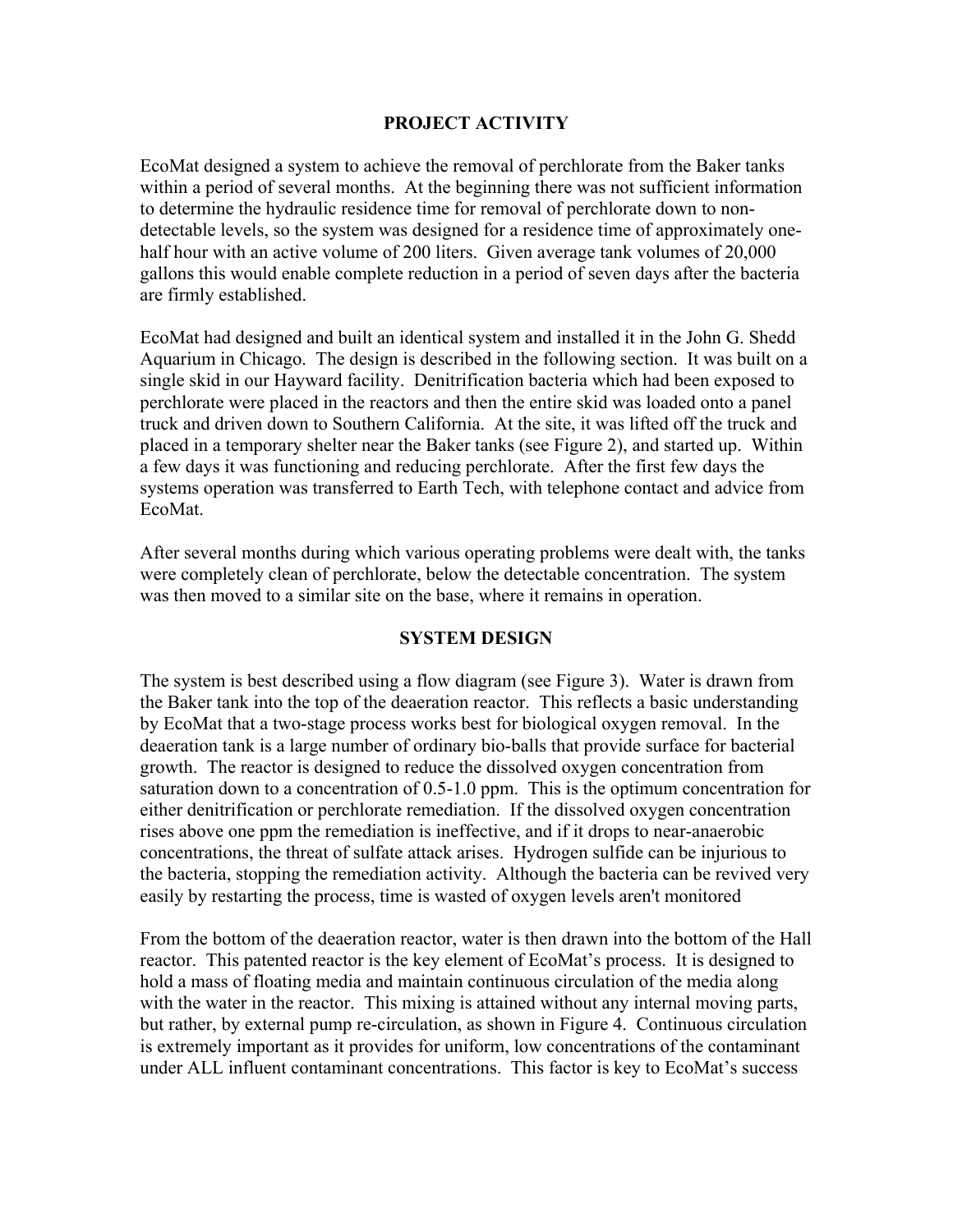## PROJECT ACTIVITY

EcoMat designed a system to achieve the removal of perchlorate from the Baker tanks within a period of several months. At the beginning there was not sufficient information to determine the hydraulic residence time for removal of perchlorate down to non-detectable levels, so the system was designed for a residence time of approximately one-half hour with an active volume of 200 liters. Given average tank volumes of 20,000 gallons this would enable complete reduction in a period of seven days after the bacteria are firmly established.

EcoMat had designed and built an identical system and installed it in the John G. Shedd Aquarium in Chicago. The design is described in the following section. It was built on a single skid in our Hayward facility. Denitrification bacteria which had been exposed to perchlorate were placed in the reactors and then the entire skid was loaded onto a panel truck and driven down to Southern California. At the site, it was lifted off the truck and placed in a temporary shelter near the Baker tanks (see Figure 2), and started up. Within a few days it was functioning and reducing perchlorate. After the first few days the systems operation was transferred to Earth Tech, with telephone contact and advice from EcoMat.

After several months during which various operating problems were dealt with, the tanks were completely clean of perchlorate, below the detectable concentration. The system was then moved to a similar site on the base, where it remains in operation.

## SYSTEM DESIGN

The system is best described using a flow diagram (see Figure 3). Water is drawn from the Baker tank into the top of the deaeration reactor. This reflects a basic understanding by EcoMat that a two-stage process works best for biological oxygen removal. In the deaeration tank is a large number of ordinary bio-balls that provide surface for bacterial growth. The reactor is designed to reduce the dissolved oxygen concentration from saturation down to a concentration of 0.5-1.0 ppm. This is the optimum concentration for either denitrification or perchlorate remediation. If the dissolved oxygen concentration rises above one ppm the remediation is ineffective, and if it drops to near-anaerobic concentrations, the threat of sulfate attack arises. Hydrogen sulfide can be injurious to the bacteria, stopping the remediation activity. Although the bacteria can be revived very easily by restarting the process, time is wasted of oxygen levels aren't monitored

From the bottom of the deaeration reactor, water is then drawn into the bottom of the Hall reactor. This patented reactor is the key element of EcoMat's process. It is designed to hold a mass of floating media and maintain continuous circulation of the media along with the water in the reactor. This mixing is attained without any internal moving parts, but rather, by external pump re-circulation, as shown in Figure 4. Continuous circulation is extremely important as it provides for uniform, low concentrations of the contaminant under ALL influent contaminant concentrations. This factor is key to EcoMat's success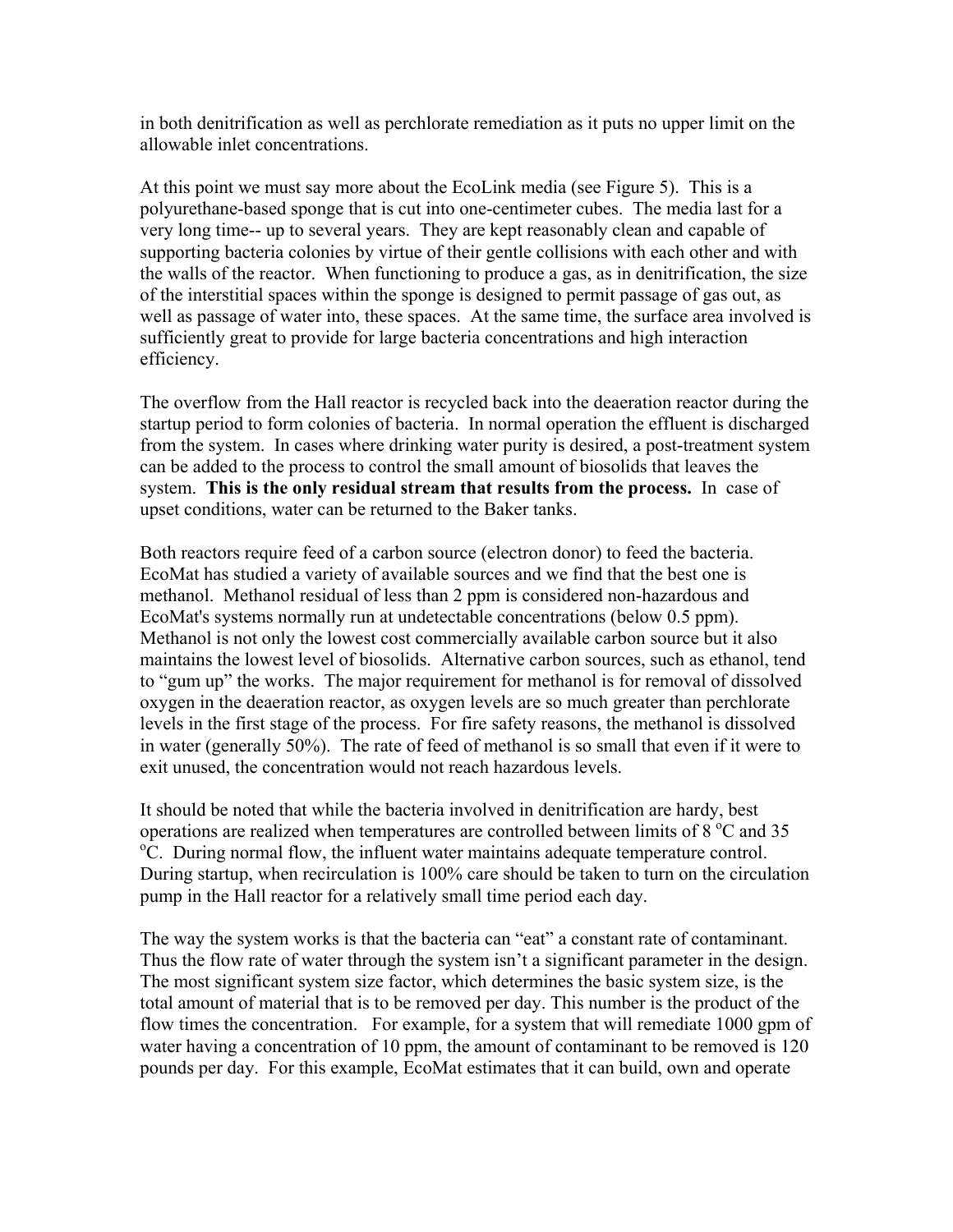in both denitrification as well as perchlorate remediation as it puts no upper limit on the allowable inlet concentrations.

At this point we must say more about the EcoLink media (see Figure 5). This is a polyurethane-based sponge that is cut into one-centimeter cubes. The media last for a very long time-- up to several years. They are kept reasonably clean and capable of supporting bacteria colonies by virtue of their gentle collisions with each other and with the walls of the reactor. When functioning to produce a gas, as in denitrification, the size of the interstitial spaces within the sponge is designed to permit passage of gas out, as well as passage of water into, these spaces. At the same time, the surface area involved is sufficiently great to provide for large bacteria concentrations and high interaction efficiency.

The overflow from the Hall reactor is recycled back into the deaeration reactor during the startup period to form colonies of bacteria. In normal operation the effluent is discharged from the system. In cases where drinking water purity is desired, a post-treatment system can be added to the process to control the small amount of biosolids that leaves the system. **This is the only residual stream that results from the process.** In case of upset conditions, water can be returned to the Baker tanks.

Both reactors require feed of a carbon source (electron donor) to feed the bacteria. EcoMat has studied a variety of available sources and we find that the best one is methanol. Methanol residual of less than 2 ppm is considered non-hazardous and EcoMat's systems normally run at undetectable concentrations (below 0.5 ppm). Methanol is not only the lowest cost commercially available carbon source but it also maintains the lowest level of biosolids. Alternative carbon sources, such as ethanol, tend to "gum up" the works. The major requirement for methanol is for removal of dissolved oxygen in the deaeration reactor, as oxygen levels are so much greater than perchlorate levels in the first stage of the process. For fire safety reasons, the methanol is dissolved in water (generally 50%). The rate of feed of methanol is so small that even if it were to exit unused, the concentration would not reach hazardous levels.

It should be noted that while the bacteria involved in denitrification are hardy, best operations are realized when temperatures are controlled between limits of 8 $^{o}$C and 35 $^{o}$C. During normal flow, the influent water maintains adequate temperature control. During startup, when recirculation is 100% care should be taken to turn on the circulation pump in the Hall reactor for a relatively small time period each day.

The way the system works is that the bacteria can "eat" a constant rate of contaminant. Thus the flow rate of water through the system isn't a significant parameter in the design. The most significant system size factor, which determines the basic system size, is the total amount of material that is to be removed per day. This number is the product of the flow times the concentration. For example, for a system that will remediate 1000 gpm of water having a concentration of 10 ppm, the amount of contaminant to be removed is 120 pounds per day. For this example, EcoMat estimates that it can build, own and operate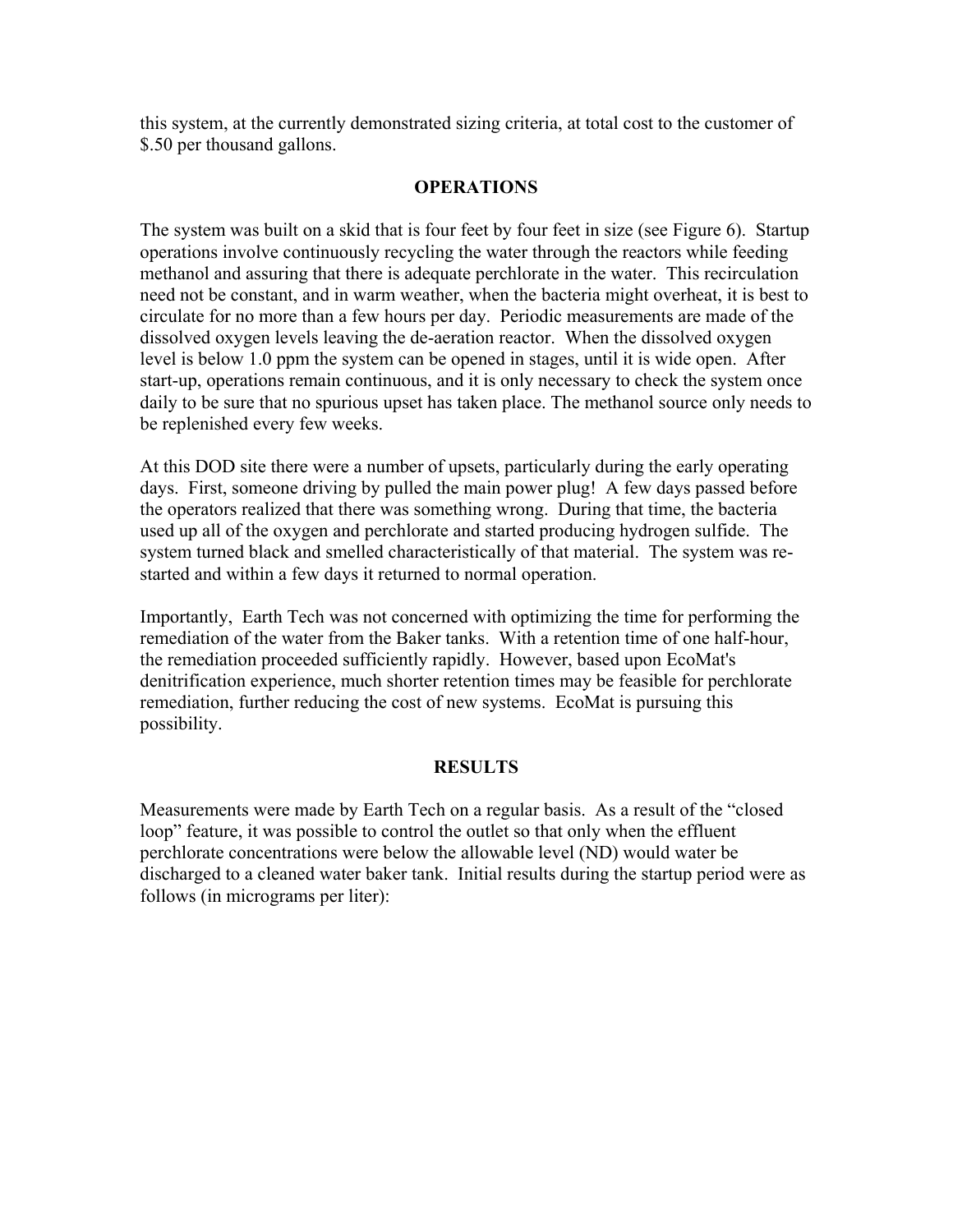this system, at the currently demonstrated sizing criteria, at total cost to the customer of $.50 per thousand gallons.

## OPERATIONS

The system was built on a skid that is four feet by four feet in size (see Figure 6). Startup operations involve continuously recycling the water through the reactors while feeding methanol and assuring that there is adequate perchlorate in the water. This recirculation need not be constant, and in warm weather, when the bacteria might overheat, it is best to circulate for no more than a few hours per day. Periodic measurements are made of the dissolved oxygen levels leaving the de-aeration reactor. When the dissolved oxygen level is below 1.0 ppm the system can be opened in stages, until it is wide open. After start-up, operations remain continuous, and it is only necessary to check the system once daily to be sure that no spurious upset has taken place. The methanol source only needs to be replenished every few weeks.

At this DOD site there were a number of upsets, particularly during the early operating days. First, someone driving by pulled the main power plug! A few days passed before the operators realized that there was something wrong. During that time, the bacteria used up all of the oxygen and perchlorate and started producing hydrogen sulfide. The system turned black and smelled characteristically of that material. The system was re-started and within a few days it returned to normal operation.

Importantly, Earth Tech was not concerned with optimizing the time for performing the remediation of the water from the Baker tanks. With a retention time of one half-hour, the remediation proceeded sufficiently rapidly. However, based upon EcoMat's denitrification experience, much shorter retention times may be feasible for perchlorate remediation, further reducing the cost of new systems. EcoMat is pursuing this possibility.

## RESULTS

Measurements were made by Earth Tech on a regular basis. As a result of the "closed loop" feature, it was possible to control the outlet so that only when the effluent perchlorate concentrations were below the allowable level (ND) would water be discharged to a cleaned water baker tank. Initial results during the startup period were as follows (in micrograms per liter):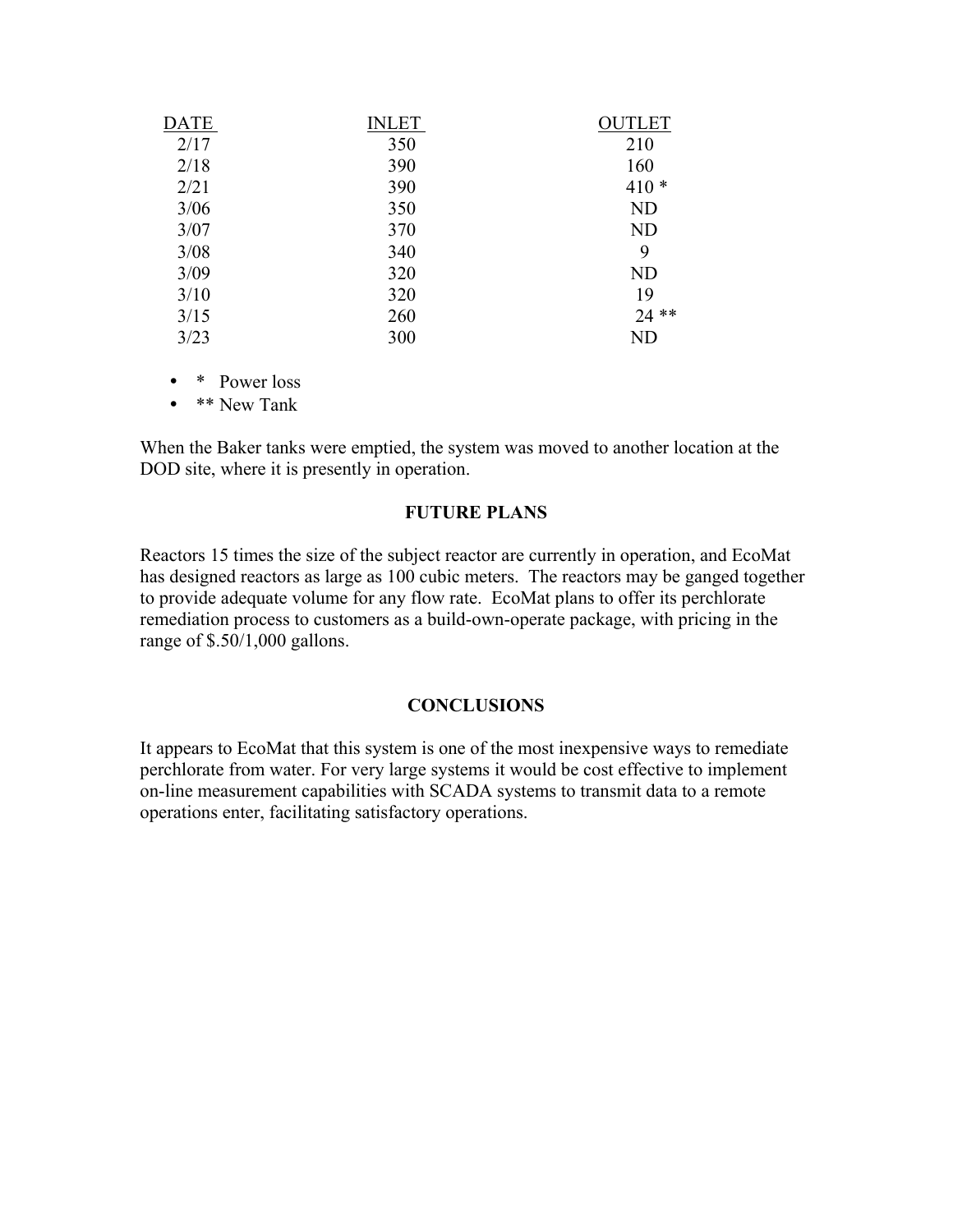| DATE | INLET | OUTLET |
|---|---|---|
| 2/17 | 350 | 210 |
| 2/18 | 390 | 160 |
| 2/21 | 390 | 410 * |
| 3/06 | 350 | ND |
| 3/07 | 370 | ND |
| 3/08 | 340 | 9 |
| 3/09 | 320 | ND |
| 3/10 | 320 | 19 |
| 3/15 | 260 | 24 ** |
| 3/23 | 300 | ND |

- * Power loss
- ** New Tank

When the Baker tanks were emptied, the system was moved to another location at the DOD site, where it is presently in operation.

## FUTURE PLANS

Reactors 15 times the size of the subject reactor are currently in operation, and EcoMat has designed reactors as large as 100 cubic meters. The reactors may be ganged together to provide adequate volume for any flow rate. EcoMat plans to offer its perchlorate remediation process to customers as a build-own-operate package, with pricing in the range of $.50/1,000 gallons.

## CONCLUSIONS

It appears to EcoMat that this system is one of the most inexpensive ways to remediate perchlorate from water. For very large systems it would be cost effective to implement on-line measurement capabilities with SCADA systems to transmit data to a remote operations enter, facilitating satisfactory operations.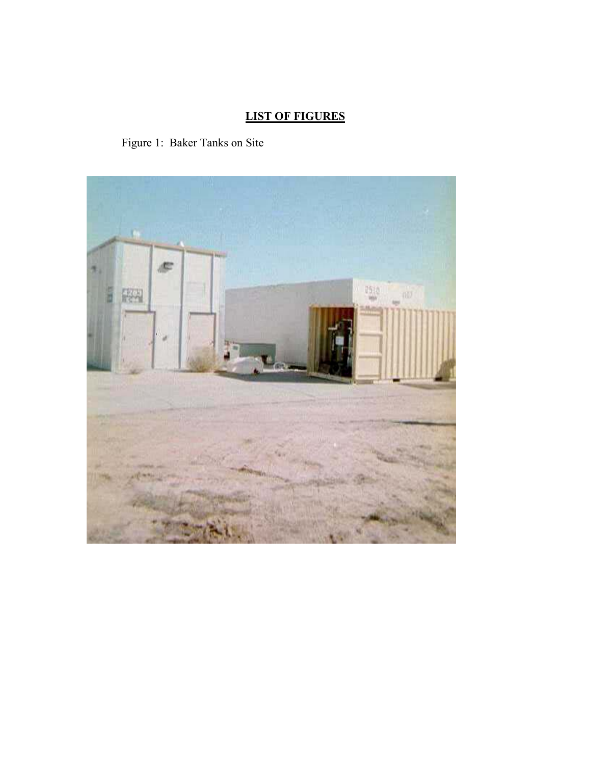## LIST OF FIGURES

Figure 1: Baker Tanks on Site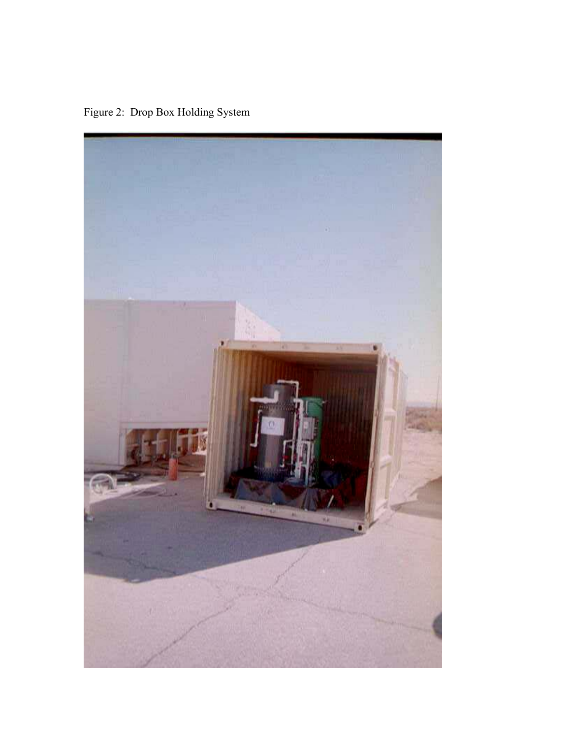Figure 2: Drop Box Holding System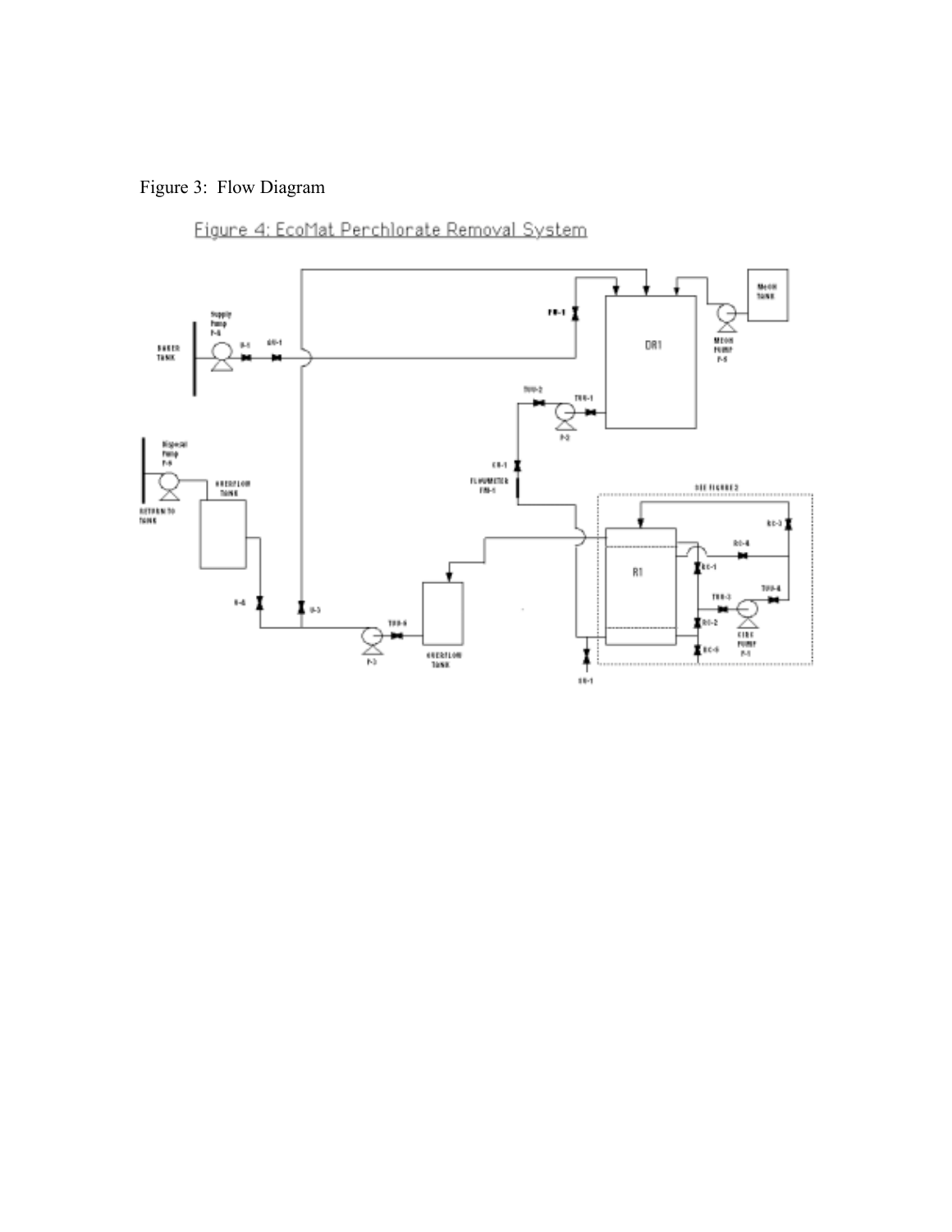Figure 3: Flow Diagram

Figure 4: EcoMat Perchlorate Removal System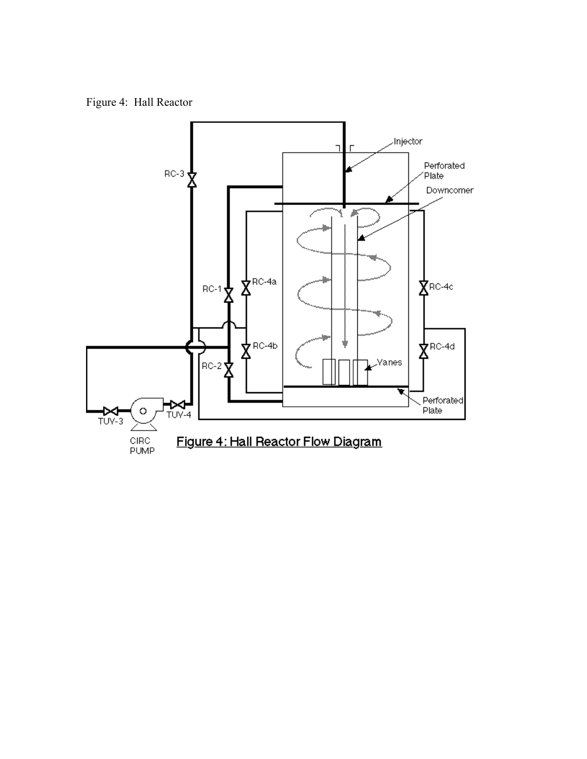Figure 4: Hall Reactor

Figure 4: Hall Reactor Flow Diagram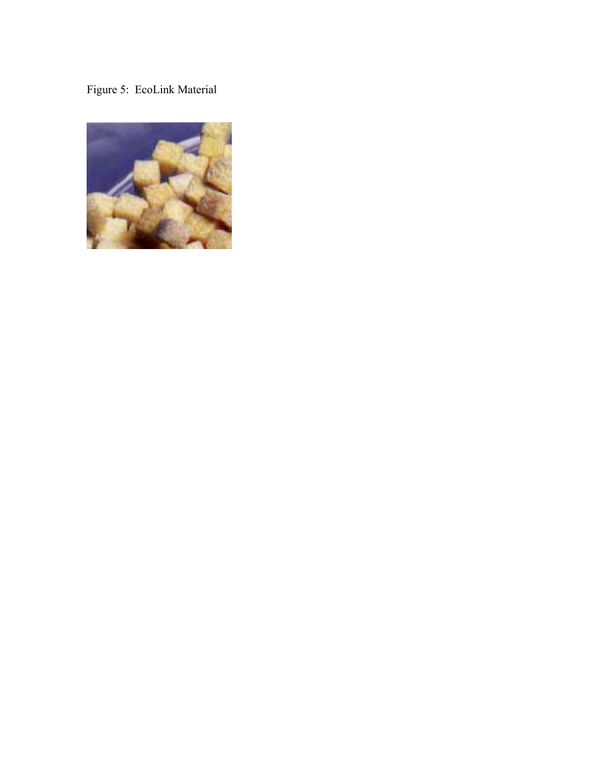Figure 5: EcoLink Material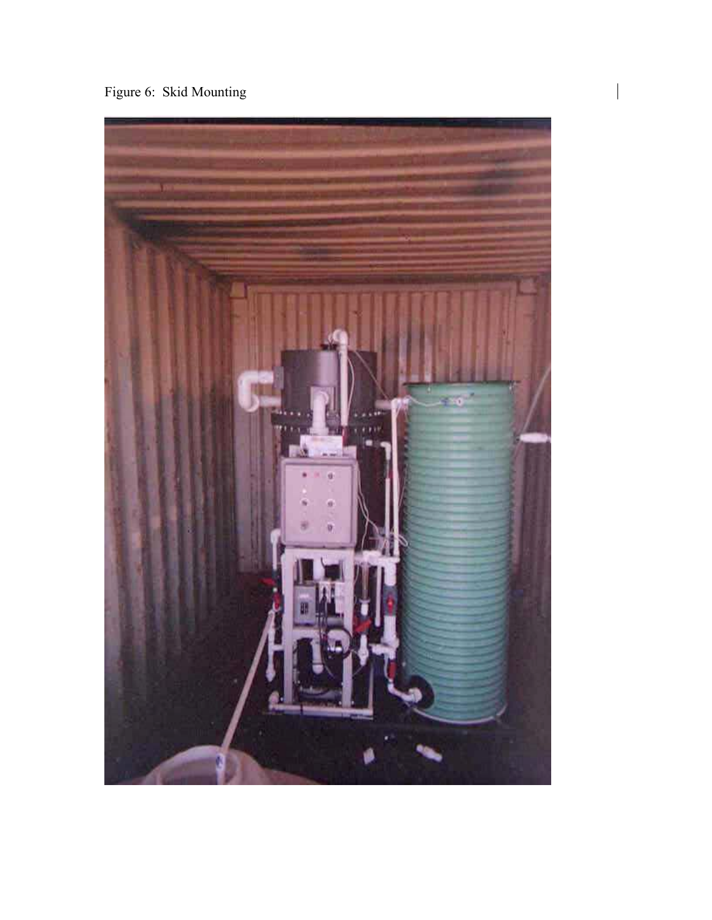Figure 6: Skid Mounting